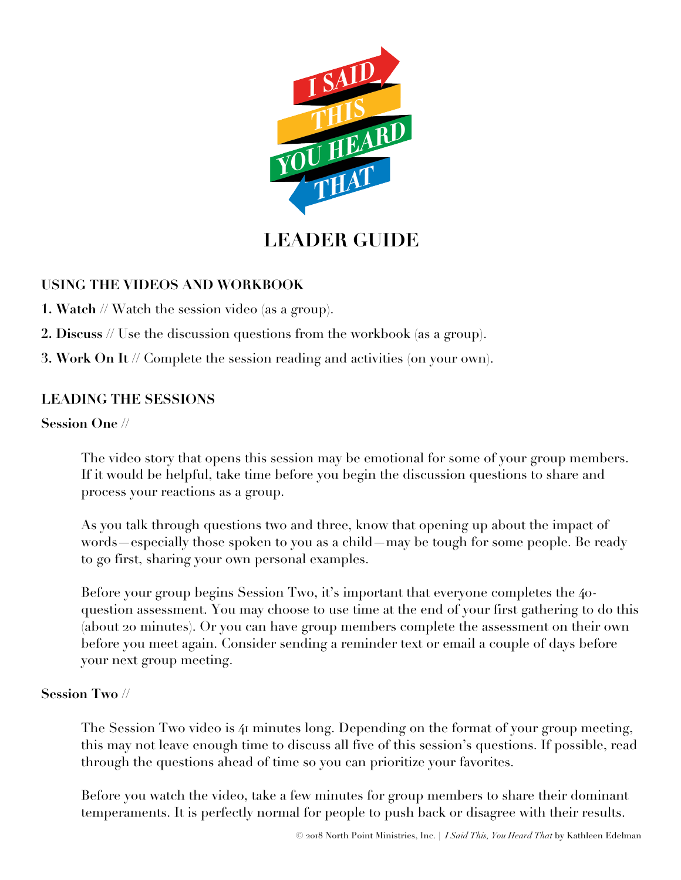# I SAID THIS YOU HEARD THAT

## LEADER GUIDE

### USING THE VIDEOS AND WORKBOOK

**1. Watch** // Watch the session video (as a group).

**2. Discuss** // Use the discussion questions from the workbook (as a group).

**3. Work On It** // Complete the session reading and activities (on your own).

### LEADING THE SESSIONS

**Session One** //

The video story that opens this session may be emotional for some of your group members. If it would be helpful, take time before you begin the discussion questions to share and process your reactions as a group.

As you talk through questions two and three, know that opening up about the impact of words—especially those spoken to you as a child—may be tough for some people. Be ready to go first, sharing your own personal examples.

Before your group begins Session Two, it's important that everyone completes the 40-question assessment. You may choose to use time at the end of your first gathering to do this (about 20 minutes). Or you can have group members complete the assessment on their own before you meet again. Consider sending a reminder text or email a couple of days before your next group meeting.

**Session Two** //

The Session Two video is 41 minutes long. Depending on the format of your group meeting, this may not leave enough time to discuss all five of this session's questions. If possible, read through the questions ahead of time so you can prioritize your favorites.

Before you watch the video, take a few minutes for group members to share their dominant temperaments. It is perfectly normal for people to push back or disagree with their results.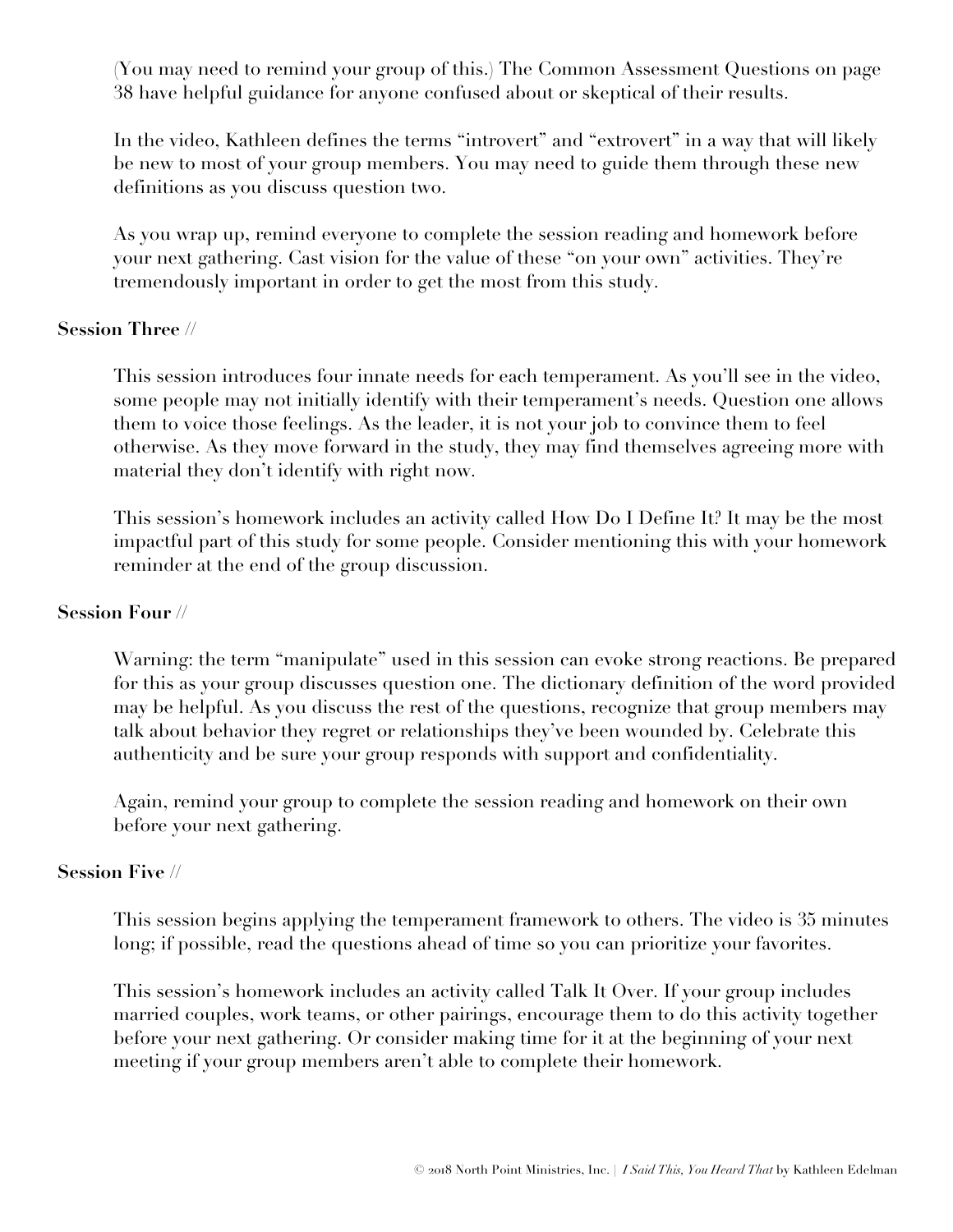(You may need to remind your group of this.) The Common Assessment Questions on page 38 have helpful guidance for anyone confused about or skeptical of their results.

In the video, Kathleen defines the terms “introvert” and “extrovert” in a way that will likely be new to most of your group members. You may need to guide them through these new definitions as you discuss question two.

As you wrap up, remind everyone to complete the session reading and homework before your next gathering. Cast vision for the value of these “on your own” activities. They’re tremendously important in order to get the most from this study.

**Session Three** //

This session introduces four innate needs for each temperament. As you’ll see in the video, some people may not initially identify with their temperament’s needs. Question one allows them to voice those feelings. As the leader, it is not your job to convince them to feel otherwise. As they move forward in the study, they may find themselves agreeing more with material they don’t identify with right now.

This session’s homework includes an activity called How Do I Define It? It may be the most impactful part of this study for some people. Consider mentioning this with your homework reminder at the end of the group discussion.

**Session Four** //

Warning: the term “manipulate” used in this session can evoke strong reactions. Be prepared for this as your group discusses question one. The dictionary definition of the word provided may be helpful. As you discuss the rest of the questions, recognize that group members may talk about behavior they regret or relationships they’ve been wounded by. Celebrate this authenticity and be sure your group responds with support and confidentiality.

Again, remind your group to complete the session reading and homework on their own before your next gathering.

**Session Five** //

This session begins applying the temperament framework to others. The video is 35 minutes long; if possible, read the questions ahead of time so you can prioritize your favorites.

This session’s homework includes an activity called Talk It Over. If your group includes married couples, work teams, or other pairings, encourage them to do this activity together before your next gathering. Or consider making time for it at the beginning of your next meeting if your group members aren’t able to complete their homework.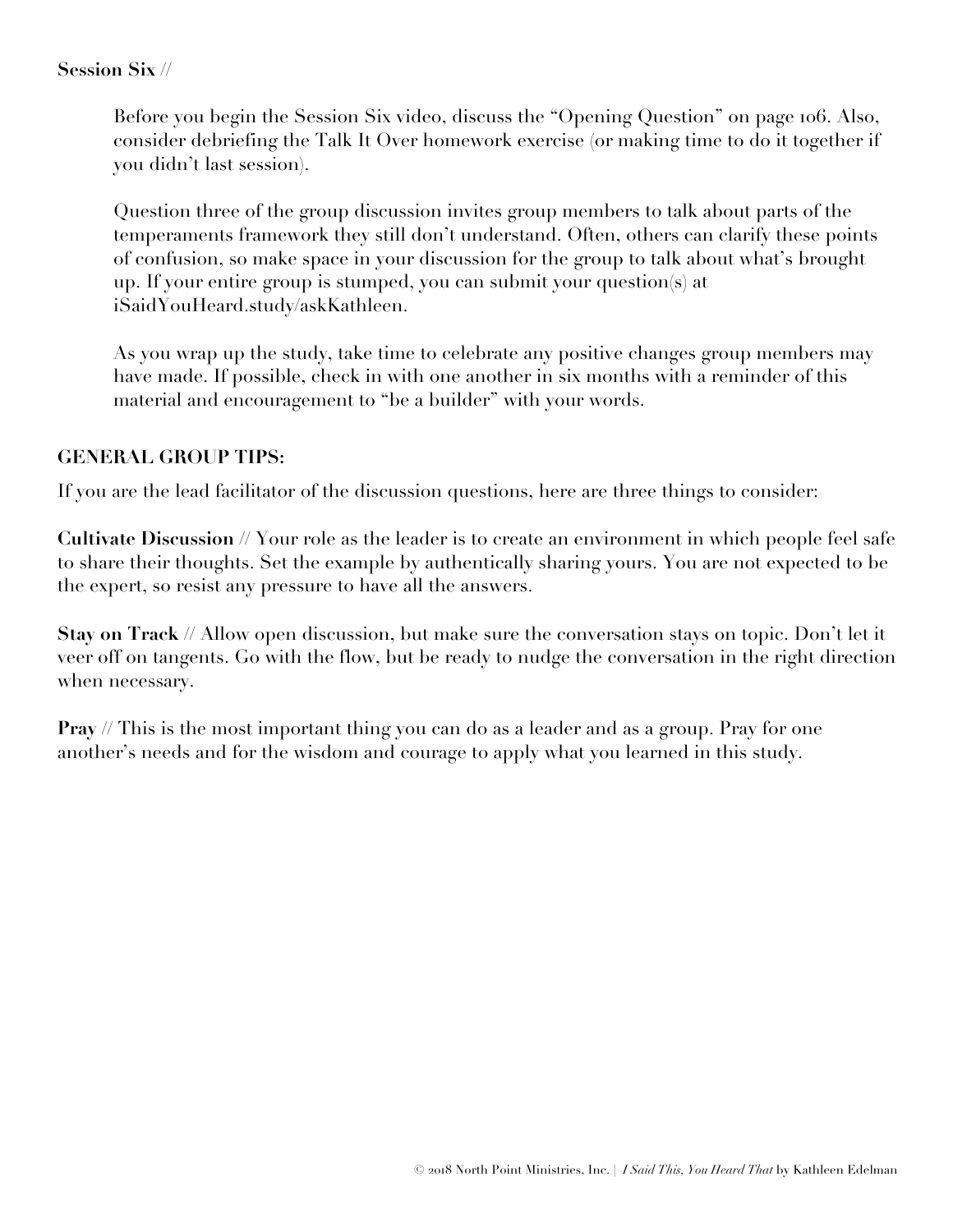**Session Six** //

Before you begin the Session Six video, discuss the "Opening Question" on page 106. Also, consider debriefing the Talk It Over homework exercise (or making time to do it together if you didn't last session).

Question three of the group discussion invites group members to talk about parts of the temperaments framework they still don't understand. Often, others can clarify these points of confusion, so make space in your discussion for the group to talk about what's brought up. If your entire group is stumped, you can submit your question(s) at iSaidYouHeard.study/askKathleen.

As you wrap up the study, take time to celebrate any positive changes group members may have made. If possible, check in with one another in six months with a reminder of this material and encouragement to "be a builder" with your words.

## GENERAL GROUP TIPS:

If you are the lead facilitator of the discussion questions, here are three things to consider:

**Cultivate Discussion** // Your role as the leader is to create an environment in which people feel safe to share their thoughts. Set the example by authentically sharing yours. You are not expected to be the expert, so resist any pressure to have all the answers.

**Stay on Track** // Allow open discussion, but make sure the conversation stays on topic. Don't let it veer off on tangents. Go with the flow, but be ready to nudge the conversation in the right direction when necessary.

**Pray** // This is the most important thing you can do as a leader and as a group. Pray for one another's needs and for the wisdom and courage to apply what you learned in this study.